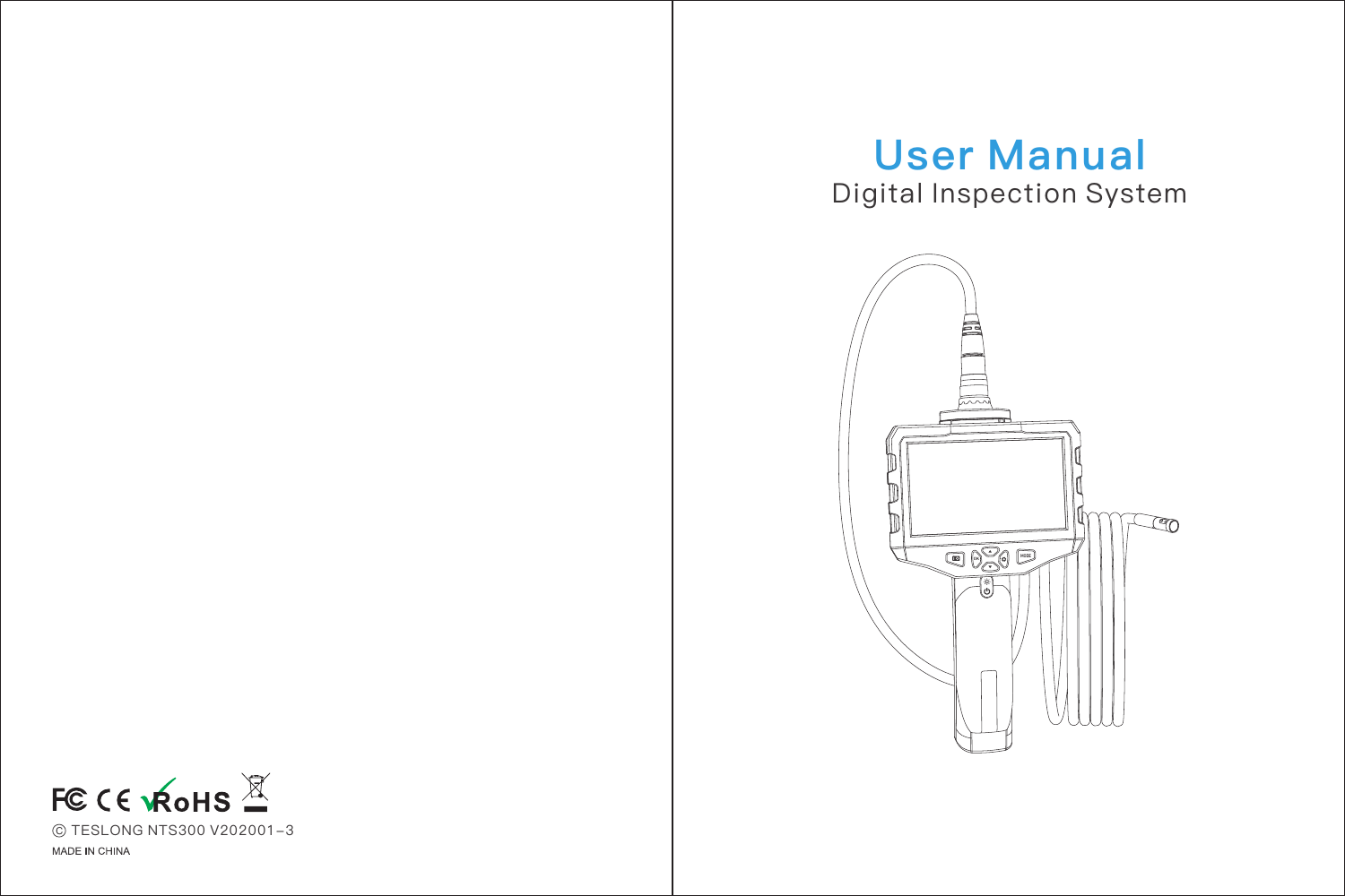# User Manual

Digital Inspection System

FC CE RoHS

© TESLONG NTS300 V202001-3

MADE IN CHINA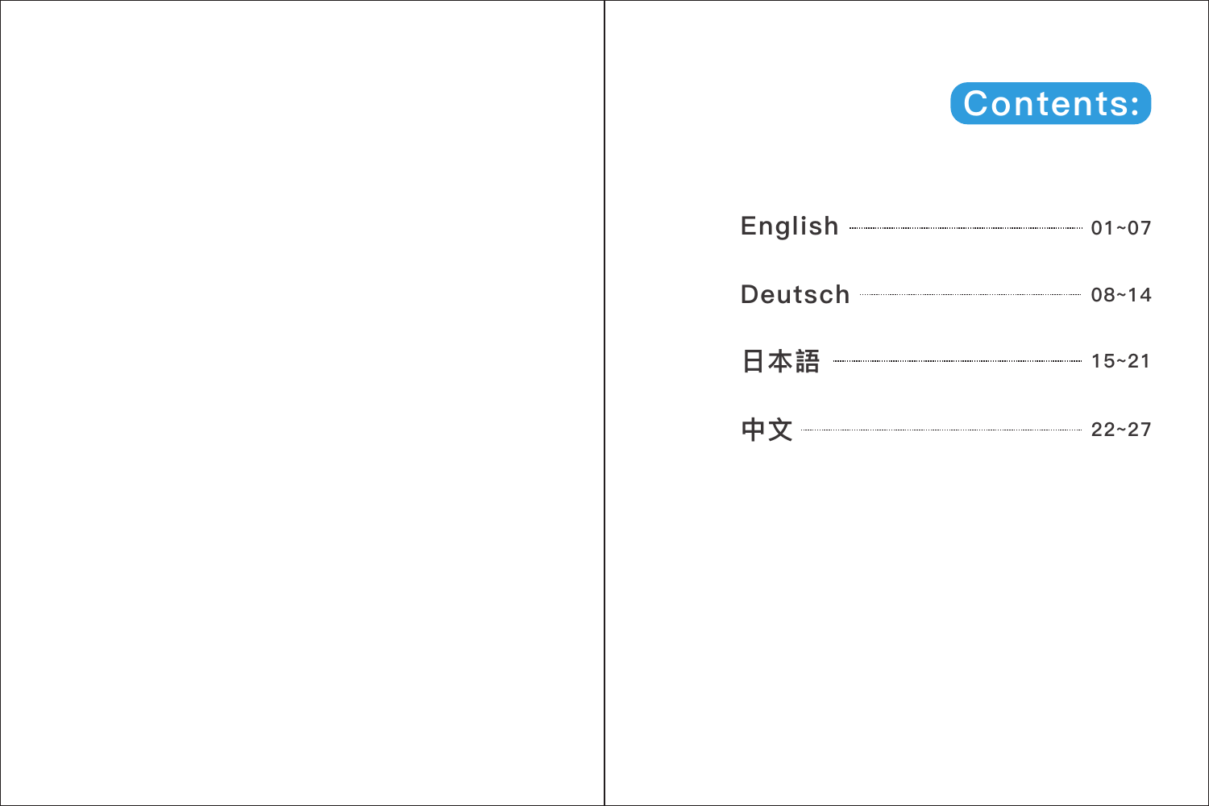# Contents:

| | |
|---|---|
| English | 01~07 |
| Deutsch | 08~14 |
| 日本語 | 15~21 |
| 中文 | 22~27 |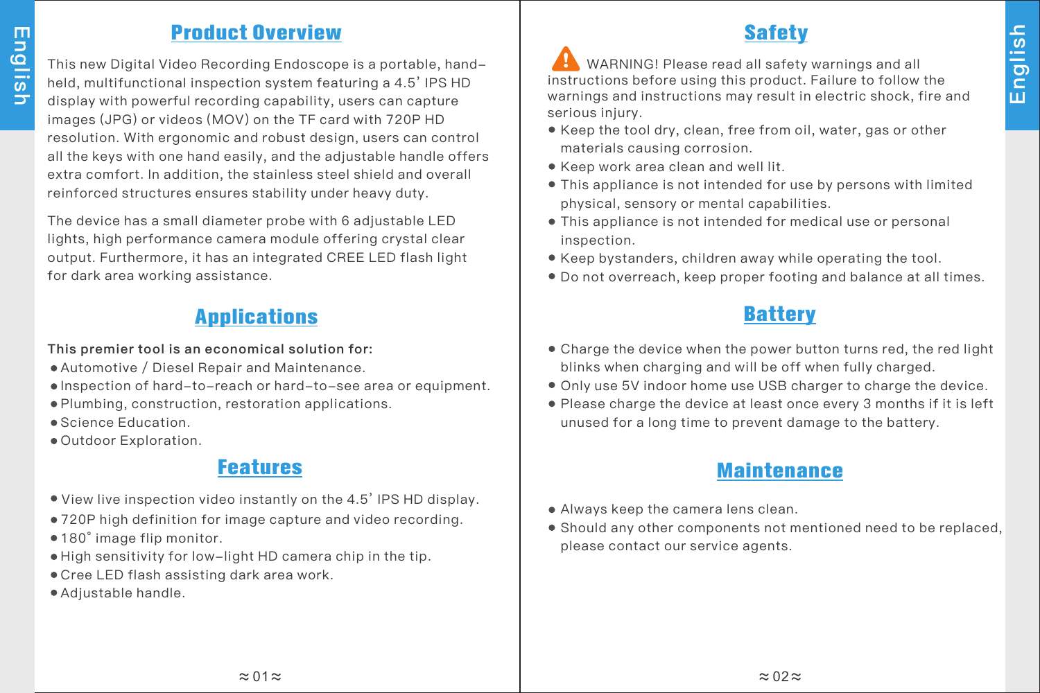## Product Overview

This new Digital Video Recording Endoscope is a portable, hand-held, multifunctional inspection system featuring a 4.5' IPS HD display with powerful recording capability, users can capture images (JPG) or videos (MOV) on the TF card with 720P HD resolution. With ergonomic and robust design, users can control all the keys with one hand easily, and the adjustable handle offers extra comfort. In addition, the stainless steel shield and overall reinforced structures ensures stability under heavy duty.

The device has a small diameter probe with 6 adjustable LED lights, high performance camera module offering crystal clear output. Furthermore, it has an integrated CREE LED flash light for dark area working assistance.

## Applications

**This premier tool is an economical solution for:**

- Automotive / Diesel Repair and Maintenance.
- Inspection of hard-to-reach or hard-to-see area or equipment.
- Plumbing, construction, restoration applications.
- Science Education.
- Outdoor Exploration.

## Features

- View live inspection video instantly on the 4.5' IPS HD display.
- 720P high definition for image capture and video recording.
- 180° image flip monitor.
- High sensitivity for low-light HD camera chip in the tip.
- Cree LED flash assisting dark area work.
- Adjustable handle.

## Safety

⚠ WARNING! Please read all safety warnings and all instructions before using this product. Failure to follow the warnings and instructions may result in electric shock, fire and serious injury.

- Keep the tool dry, clean, free from oil, water, gas or other materials causing corrosion.
- Keep work area clean and well lit.
- This appliance is not intended for use by persons with limited physical, sensory or mental capabilities.
- This appliance is not intended for medical use or personal inspection.
- Keep bystanders, children away while operating the tool.
- Do not overreach, keep proper footing and balance at all times.

## Battery

- Charge the device when the power button turns red, the red light blinks when charging and will be off when fully charged.
- Only use 5V indoor home use USB charger to charge the device.
- Please charge the device at least once every 3 months if it is left unused for a long time to prevent damage to the battery.

## Maintenance

- Always keep the camera lens clean.
- Should any other components not mentioned need to be replaced, please contact our service agents.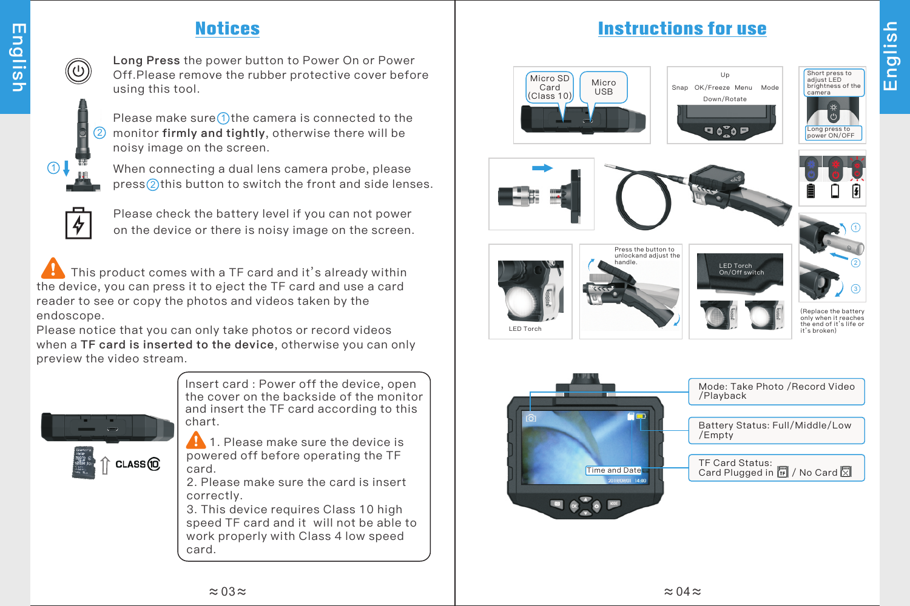## Notices

**Long Press** the power button to Power On or Power Off.Please remove the rubber protective cover before using this tool.

Please make sure ① the camera is connected to the monitor **firmly and tightly**, otherwise there will be noisy image on the screen.

When connecting a dual lens camera probe, please press ② this button to switch the front and side lenses.

Please check the battery level if you can not power on the device or there is noisy image on the screen.

This product comes with a TF card and it's already within the device, you can press it to eject the TF card and use a card reader to see or copy the photos and videos taken by the endoscope.
Please notice that you can only take photos or record videos when a **TF card is inserted to the device**, otherwise you can only preview the video stream.

CLASS 10

Insert card : Power off the device, open the cover on the backside of the monitor and insert the TF card according to this chart.

1. Please make sure the device is powered off before operating the TF card.
2. Please make sure the card is insert correctly.
3. This device requires Class 10 high speed TF card and it will not be able to work properly with Class 4 low speed card.

## Instructions for use

Micro SD Card (Class 10)

Micro USB

Up

Snap OK/Freeze Menu Mode

Down/Rotate

Short press to adjust LED brightness of the camera

Long press to power ON/OFF

LED Torch

Press the button to unlockand adjust the handle.

LED Torch On/Off switch

(Replace the battery only when it reaches the end of it's life or it's broken)

Mode: Take Photo /Record Video /Playback

Battery Status: Full/Middle/Low /Empty

TF Card Status: Card Plugged in / No Card

Time and Date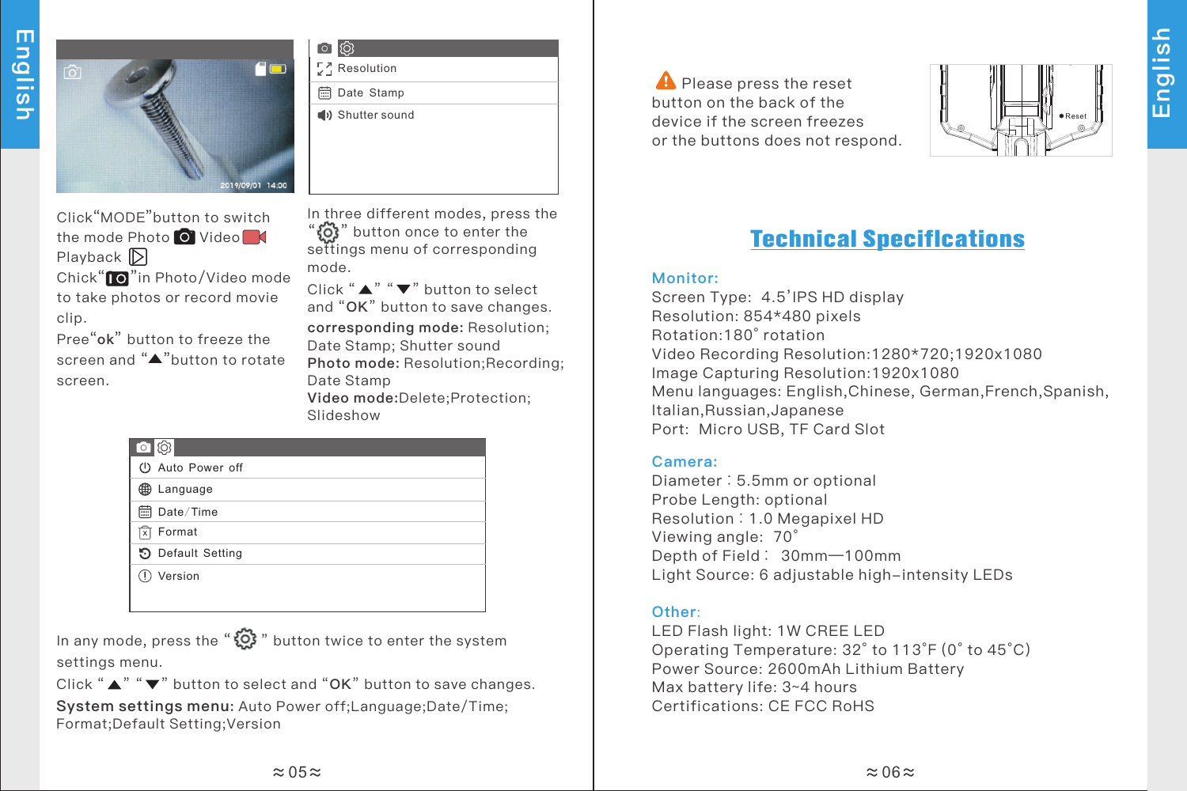Resolution

Date Stamp

Shutter sound

Click"MODE"button to switch the mode Photo Video Playback

Chick" "in Photo/Video mode to take photos or record movie clip.

Pree"ok" button to freeze the screen and "▲"button to rotate screen.

In three different modes, press the " " button once to enter the settings menu of corresponding mode.

Click "▲" "▼" button to select and "OK" button to save changes.

**corresponding mode:** Resolution; Date Stamp; Shutter sound

**Photo mode:** Resolution;Recording; Date Stamp

**Video mode:**Delete;Protection; Slideshow

Auto Power off

Language

Date/Time

Format

Default Setting

Version

In any mode, press the " " button twice to enter the system settings menu.

Click "▲" "▼" button to select and "OK" button to save changes.

**System settings menu:** Auto Power off;Language;Date/Time; Format;Default Setting;Version

⚠ Please press the reset button on the back of the device if the screen freezes or the buttons does not respond.

Reset

## Technical Speciflcations

**Monitor:**

Screen Type: 4.5'IPS HD display
Resolution: 854*480 pixels
Rotation:180° rotation
Video Recording Resolution:1280*720;1920x1080
Image Capturing Resolution:1920x1080
Menu languages: English,Chinese, German,French,Spanish, Italian,Russian,Japanese
Port: Micro USB, TF Card Slot

**Camera:**

Diameter: 5.5mm or optional
Probe Length: optional
Resolution: 1.0 Megapixel HD
Viewing angle: 70°
Depth of Field: 30mm—100mm
Light Source: 6 adjustable high-intensity LEDs

**Other:**

LED Flash light: 1W CREE LED
Operating Temperature: 32° to 113°F (0° to 45°C)
Power Source: 2600mAh Lithium Battery
Max battery life: 3~4 hours
Certifications: CE FCC RoHS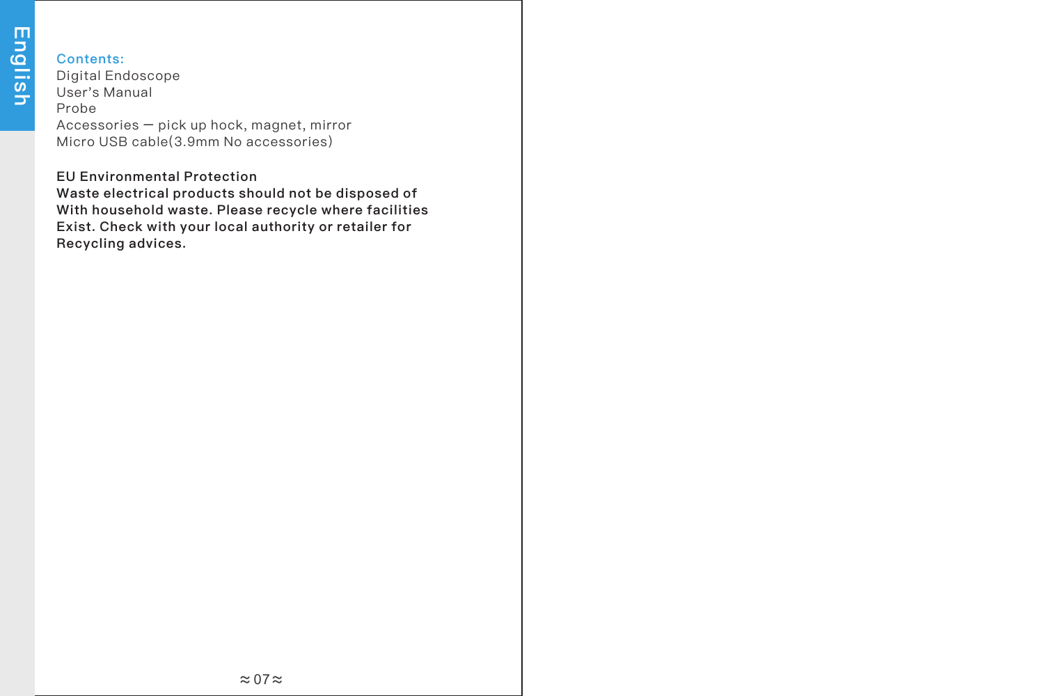**Contents:**

Digital Endoscope
User's Manual
Probe
Accessories — pick up hock, magnet, mirror
Micro USB cable(3.9mm No accessories)

**EU Environmental Protection**
**Waste electrical products should not be disposed of With household waste. Please recycle where facilities Exist. Check with your local authority or retailer for Recycling advices.**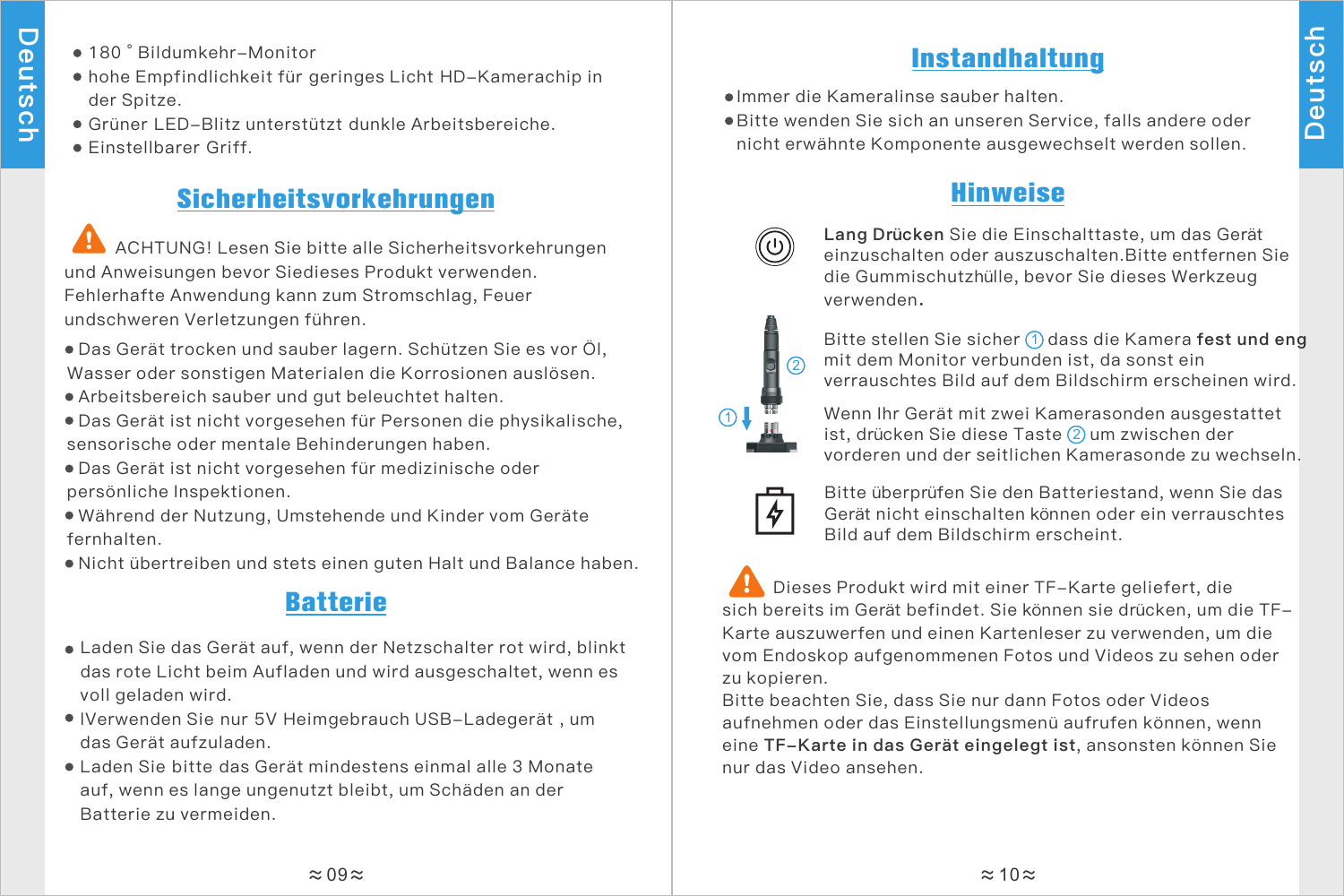- 180 ° Bildumkehr–Monitor
- hohe Empfindlichkeit für geringes Licht HD–Kamerachip in der Spitze.
- Grüner LED–Blitz unterstützt dunkle Arbeitsbereiche.
- Einstellbarer Griff.

## Sicherheitsvorkehrungen

⚠ ACHTUNG! Lesen Sie bitte alle Sicherheitsvorkehrungen und Anweisungen bevor Siedieses Produkt verwenden. Fehlerhafte Anwendung kann zum Stromschlag, Feuer undschweren Verletzungen führen.

- Das Gerät trocken und sauber lagern. Schützen Sie es vor Öl, Wasser oder sonstigen Materialen die Korrosionen auslösen.
- Arbeitsbereich sauber und gut beleuchtet halten.
- Das Gerät ist nicht vorgesehen für Personen die physikalische, sensorische oder mentale Behinderungen haben.
- Das Gerät ist nicht vorgesehen für medizinische oder persönliche Inspektionen.
- Während der Nutzung, Umstehende und Kinder vom Geräte fernhalten.
- Nicht übertreiben und stets einen guten Halt und Balance haben.

## Batterie

- Laden Sie das Gerät auf, wenn der Netzschalter rot wird, blinkt das rote Licht beim Aufladen und wird ausgeschaltet, wenn es voll geladen wird.
- lVerwenden Sie nur 5V Heimgebrauch USB–Ladegerät , um das Gerät aufzuladen.
- Laden Sie bitte das Gerät mindestens einmal alle 3 Monate auf, wenn es lange ungenutzt bleibt, um Schäden an der Batterie zu vermeiden.

## Instandhaltung

- Immer die Kameralinse sauber halten.
- Bitte wenden Sie sich an unseren Service, falls andere oder nicht erwähnte Komponente ausgewechselt werden sollen.

## Hinweise

**Lang Drücken** Sie die Einschalttaste, um das Gerät einzuschalten oder auszuschalten.Bitte entfernen Sie die Gummischutzhülle, bevor Sie dieses Werkzeug verwenden.

Bitte stellen Sie sicher ① dass die Kamera **fest und eng** mit dem Monitor verbunden ist, da sonst ein verrauschtes Bild auf dem Bildschirm erscheinen wird.

Wenn Ihr Gerät mit zwei Kamerasonden ausgestattet ist, drücken Sie diese Taste ② um zwischen der vorderen und der seitlichen Kamerasonde zu wechseln.

Bitte überprüfen Sie den Batteriestand, wenn Sie das Gerät nicht einschalten können oder ein verrauschtes Bild auf dem Bildschirm erscheint.

⚠ Dieses Produkt wird mit einer TF–Karte geliefert, die sich bereits im Gerät befindet. Sie können sie drücken, um die TF–Karte auszuwerfen und einen Kartenleser zu verwenden, um die vom Endoskop aufgenommenen Fotos und Videos zu sehen oder zu kopieren.
Bitte beachten Sie, dass Sie nur dann Fotos oder Videos aufnehmen oder das Einstellungsmenü aufrufen können, wenn eine **TF–Karte in das Gerät eingelegt ist**, ansonsten können Sie nur das Video ansehen.